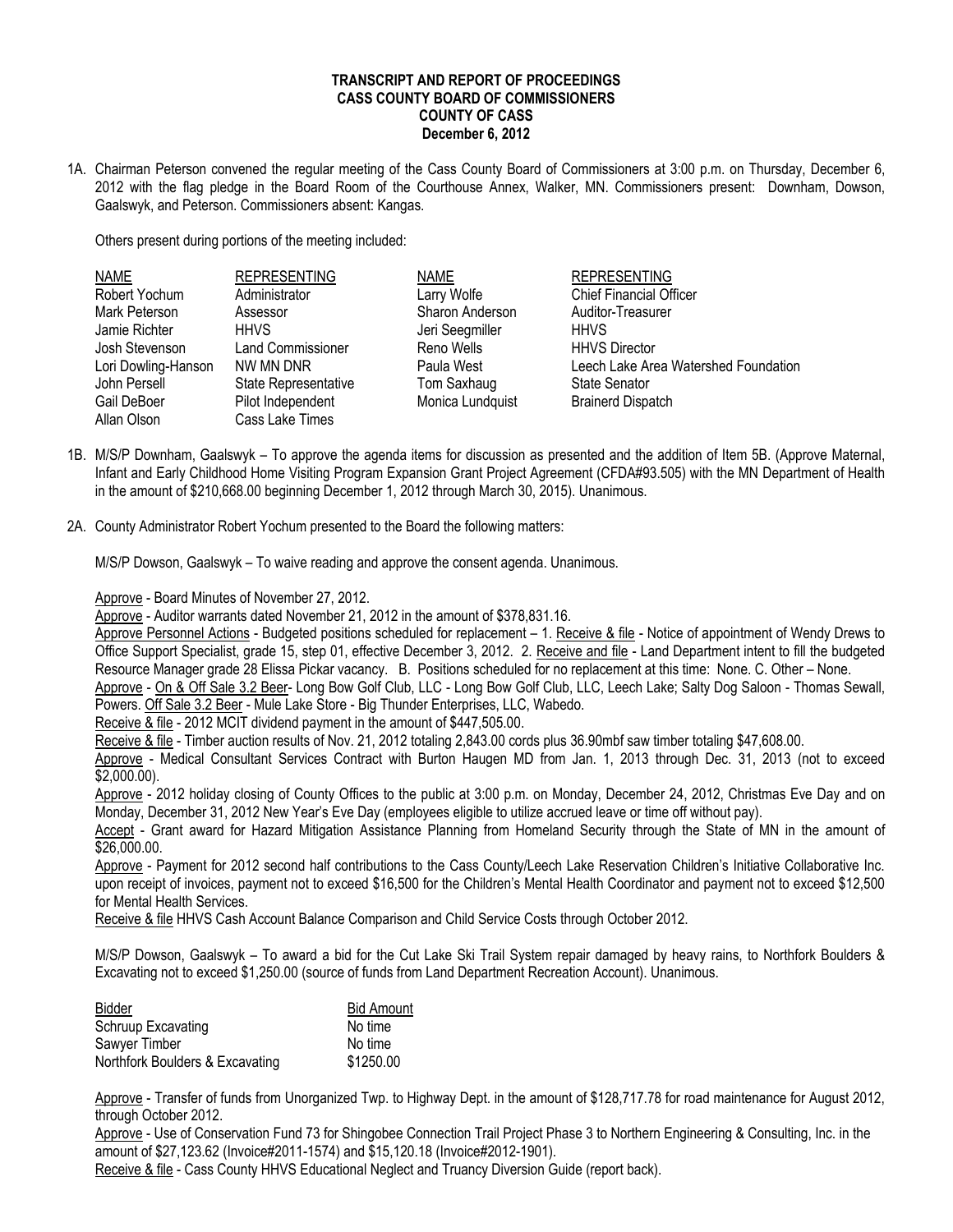**TRANSCRIPT AND REPORT OF PROCEEDINGS**
**CASS COUNTY BOARD OF COMMISSIONERS**
**COUNTY OF CASS**
**December 6, 2012**

1A. Chairman Peterson convened the regular meeting of the Cass County Board of Commissioners at 3:00 p.m. on Thursday, December 6, 2012 with the flag pledge in the Board Room of the Courthouse Annex, Walker, MN. Commissioners present: Downham, Dowson, Gaalswyk, and Peterson. Commissioners absent: Kangas.

Others present during portions of the meeting included:

| NAME | REPRESENTING | NAME | REPRESENTING |
|---|---|---|---|
| Robert Yochum | Administrator | Larry Wolfe | Chief Financial Officer |
| Mark Peterson | Assessor | Sharon Anderson | Auditor-Treasurer |
| Jamie Richter | HHVS | Jeri Seegmiller | HHVS |
| Josh Stevenson | Land Commissioner | Reno Wells | HHVS Director |
| Lori Dowling-Hanson | NW MN DNR | Paula West | Leech Lake Area Watershed Foundation |
| John Persell | State Representative | Tom Saxhaug | State Senator |
| Gail DeBoer | Pilot Independent | Monica Lundquist | Brainerd Dispatch |
| Allan Olson | Cass Lake Times | | |

1B. M/S/P Downham, Gaalswyk – To approve the agenda items for discussion as presented and the addition of Item 5B. (Approve Maternal, Infant and Early Childhood Home Visiting Program Expansion Grant Project Agreement (CFDA#93.505) with the MN Department of Health in the amount of $210,668.00 beginning December 1, 2012 through March 30, 2015). Unanimous.

2A. County Administrator Robert Yochum presented to the Board the following matters:

M/S/P Dowson, Gaalswyk – To waive reading and approve the consent agenda. Unanimous.

Approve - Board Minutes of November 27, 2012.
Approve - Auditor warrants dated November 21, 2012 in the amount of $378,831.16.
Approve Personnel Actions - Budgeted positions scheduled for replacement – 1. Receive & file - Notice of appointment of Wendy Drews to Office Support Specialist, grade 15, step 01, effective December 3, 2012. 2. Receive and file - Land Department intent to fill the budgeted Resource Manager grade 28 Elissa Pickar vacancy. B. Positions scheduled for no replacement at this time: None. C. Other – None.
Approve - On & Off Sale 3.2 Beer- Long Bow Golf Club, LLC - Long Bow Golf Club, LLC, Leech Lake; Salty Dog Saloon - Thomas Sewall, Powers. Off Sale 3.2 Beer - Mule Lake Store - Big Thunder Enterprises, LLC, Wabedo.
Receive & file - 2012 MCIT dividend payment in the amount of $447,505.00.
Receive & file - Timber auction results of Nov. 21, 2012 totaling 2,843.00 cords plus 36.90mbf saw timber totaling $47,608.00.
Approve - Medical Consultant Services Contract with Burton Haugen MD from Jan. 1, 2013 through Dec. 31, 2013 (not to exceed $2,000.00).
Approve - 2012 holiday closing of County Offices to the public at 3:00 p.m. on Monday, December 24, 2012, Christmas Eve Day and on Monday, December 31, 2012 New Year's Eve Day (employees eligible to utilize accrued leave or time off without pay).
Accept - Grant award for Hazard Mitigation Assistance Planning from Homeland Security through the State of MN in the amount of $26,000.00.
Approve - Payment for 2012 second half contributions to the Cass County/Leech Lake Reservation Children's Initiative Collaborative Inc. upon receipt of invoices, payment not to exceed $16,500 for the Children's Mental Health Coordinator and payment not to exceed $12,500 for Mental Health Services.
Receive & file HHVS Cash Account Balance Comparison and Child Service Costs through October 2012.

M/S/P Dowson, Gaalswyk – To award a bid for the Cut Lake Ski Trail System repair damaged by heavy rains, to Northfork Boulders & Excavating not to exceed $1,250.00 (source of funds from Land Department Recreation Account). Unanimous.

| Bidder | Bid Amount |
|---|---|
| Schruup Excavating | No time |
| Sawyer Timber | No time |
| Northfork Boulders & Excavating | $1250.00 |

Approve - Transfer of funds from Unorganized Twp. to Highway Dept. in the amount of $128,717.78 for road maintenance for August 2012, through October 2012.
Approve - Use of Conservation Fund 73 for Shingobee Connection Trail Project Phase 3 to Northern Engineering & Consulting, Inc. in the amount of $27,123.62 (Invoice#2011-1574) and $15,120.18 (Invoice#2012-1901).
Receive & file - Cass County HHVS Educational Neglect and Truancy Diversion Guide (report back).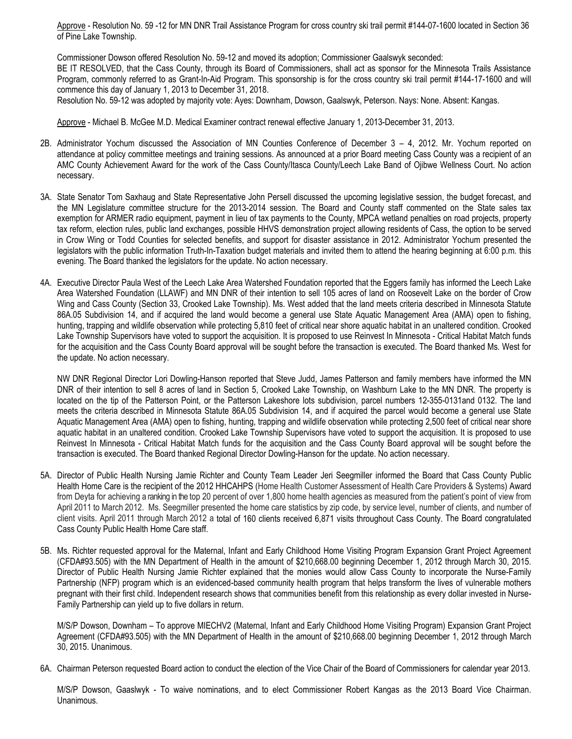Approve - Resolution No. 59 -12 for MN DNR Trail Assistance Program for cross country ski trail permit #144-07-1600 located in Section 36 of Pine Lake Township.

Commissioner Dowson offered Resolution No. 59-12 and moved its adoption; Commissioner Gaalswyk seconded:
BE IT RESOLVED, that the Cass County, through its Board of Commissioners, shall act as sponsor for the Minnesota Trails Assistance Program, commonly referred to as Grant-In-Aid Program. This sponsorship is for the cross country ski trail permit #144-17-1600 and will commence this day of January 1, 2013 to December 31, 2018.
Resolution No. 59-12 was adopted by majority vote: Ayes: Downham, Dowson, Gaalswyk, Peterson. Nays: None. Absent: Kangas.

Approve - Michael B. McGee M.D. Medical Examiner contract renewal effective January 1, 2013-December 31, 2013.

2B. Administrator Yochum discussed the Association of MN Counties Conference of December 3 – 4, 2012. Mr. Yochum reported on attendance at policy committee meetings and training sessions. As announced at a prior Board meeting Cass County was a recipient of an AMC County Achievement Award for the work of the Cass County/Itasca County/Leech Lake Band of Ojibwe Wellness Court. No action necessary.

3A. State Senator Tom Saxhaug and State Representative John Persell discussed the upcoming legislative session, the budget forecast, and the MN Legislature committee structure for the 2013-2014 session. The Board and County staff commented on the State sales tax exemption for ARMER radio equipment, payment in lieu of tax payments to the County, MPCA wetland penalties on road projects, property tax reform, election rules, public land exchanges, possible HHVS demonstration project allowing residents of Cass, the option to be served in Crow Wing or Todd Counties for selected benefits, and support for disaster assistance in 2012. Administrator Yochum presented the legislators with the public information Truth-In-Taxation budget materials and invited them to attend the hearing beginning at 6:00 p.m. this evening. The Board thanked the legislators for the update. No action necessary.

4A. Executive Director Paula West of the Leech Lake Area Watershed Foundation reported that the Eggers family has informed the Leech Lake Area Watershed Foundation (LLAWF) and MN DNR of their intention to sell 105 acres of land on Roosevelt Lake on the border of Crow Wing and Cass County (Section 33, Crooked Lake Township). Ms. West added that the land meets criteria described in Minnesota Statute 86A.05 Subdivision 14, and if acquired the land would become a general use State Aquatic Management Area (AMA) open to fishing, hunting, trapping and wildlife observation while protecting 5,810 feet of critical near shore aquatic habitat in an unaltered condition. Crooked Lake Township Supervisors have voted to support the acquisition. It is proposed to use Reinvest In Minnesota - Critical Habitat Match funds for the acquisition and the Cass County Board approval will be sought before the transaction is executed. The Board thanked Ms. West for the update. No action necessary.

NW DNR Regional Director Lori Dowling-Hanson reported that Steve Judd, James Patterson and family members have informed the MN DNR of their intention to sell 8 acres of land in Section 5, Crooked Lake Township, on Washburn Lake to the MN DNR. The property is located on the tip of the Patterson Point, or the Patterson Lakeshore lots subdivision, parcel numbers 12-355-0131and 0132. The land meets the criteria described in Minnesota Statute 86A.05 Subdivision 14, and if acquired the parcel would become a general use State Aquatic Management Area (AMA) open to fishing, hunting, trapping and wildlife observation while protecting 2,500 feet of critical near shore aquatic habitat in an unaltered condition. Crooked Lake Township Supervisors have voted to support the acquisition. It is proposed to use Reinvest In Minnesota - Critical Habitat Match funds for the acquisition and the Cass County Board approval will be sought before the transaction is executed. The Board thanked Regional Director Dowling-Hanson for the update. No action necessary.

5A. Director of Public Health Nursing Jamie Richter and County Team Leader Jeri Seegmiller informed the Board that Cass County Public Health Home Care is the recipient of the 2012 HHCAHPS (Home Health Customer Assessment of Health Care Providers & Systems) Award from Deyta for achieving a ranking in the top 20 percent of over 1,800 home health agencies as measured from the patient's point of view from April 2011 to March 2012. Ms. Seegmiller presented the home care statistics by zip code, by service level, number of clients, and number of client visits. April 2011 through March 2012 a total of 160 clients received 6,871 visits throughout Cass County. The Board congratulated Cass County Public Health Home Care staff.

5B. Ms. Richter requested approval for the Maternal, Infant and Early Childhood Home Visiting Program Expansion Grant Project Agreement (CFDA#93.505) with the MN Department of Health in the amount of $210,668.00 beginning December 1, 2012 through March 30, 2015. Director of Public Health Nursing Jamie Richter explained that the monies would allow Cass County to incorporate the Nurse-Family Partnership (NFP) program which is an evidenced-based community health program that helps transform the lives of vulnerable mothers pregnant with their first child. Independent research shows that communities benefit from this relationship as every dollar invested in Nurse-Family Partnership can yield up to five dollars in return.

M/S/P Dowson, Downham – To approve MIECHV2 (Maternal, Infant and Early Childhood Home Visiting Program) Expansion Grant Project Agreement (CFDA#93.505) with the MN Department of Health in the amount of $210,668.00 beginning December 1, 2012 through March 30, 2015. Unanimous.

6A. Chairman Peterson requested Board action to conduct the election of the Vice Chair of the Board of Commissioners for calendar year 2013.

M/S/P Dowson, Gaaslwyk - To waive nominations, and to elect Commissioner Robert Kangas as the 2013 Board Vice Chairman. Unanimous.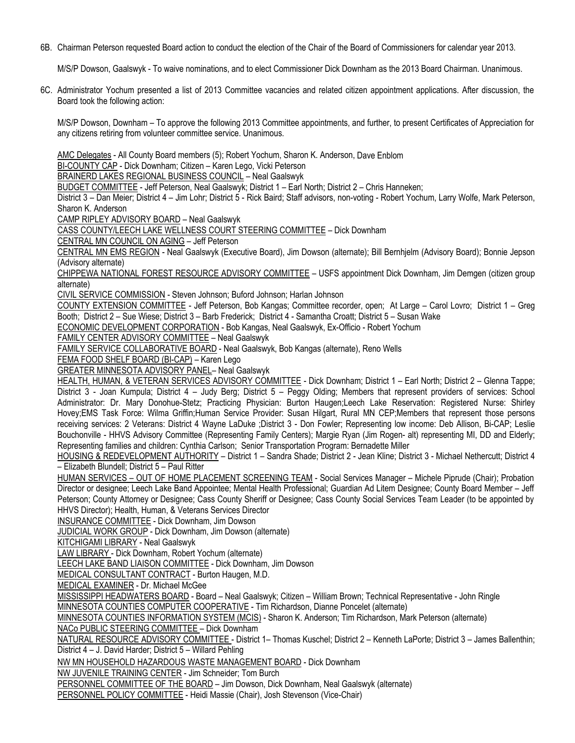6B. Chairman Peterson requested Board action to conduct the election of the Chair of the Board of Commissioners for calendar year 2013.

M/S/P Dowson, Gaalswyk - To waive nominations, and to elect Commissioner Dick Downham as the 2013 Board Chairman. Unanimous.

6C. Administrator Yochum presented a list of 2013 Committee vacancies and related citizen appointment applications. After discussion, the Board took the following action:

M/S/P Dowson, Downham – To approve the following 2013 Committee appointments, and further, to present Certificates of Appreciation for any citizens retiring from volunteer committee service. Unanimous.

AMC Delegates - All County Board members (5); Robert Yochum, Sharon K. Anderson, Dave Enblom

BI-COUNTY CAP - Dick Downham; Citizen – Karen Lego, Vicki Peterson

BRAINERD LAKES REGIONAL BUSINESS COUNCIL – Neal Gaalswyk

BUDGET COMMITTEE - Jeff Peterson, Neal Gaalswyk; District 1 – Earl North; District 2 – Chris Hanneken; District 3 – Dan Meier; District 4 – Jim Lohr; District 5 - Rick Baird; Staff advisors, non-voting - Robert Yochum, Larry Wolfe, Mark Peterson, Sharon K. Anderson

CAMP RIPLEY ADVISORY BOARD – Neal Gaalswyk

CASS COUNTY/LEECH LAKE WELLNESS COURT STEERING COMMITTEE – Dick Downham

CENTRAL MN COUNCIL ON AGING – Jeff Peterson

CENTRAL MN EMS REGION - Neal Gaalswyk (Executive Board), Jim Dowson (alternate); Bill Bernhjelm (Advisory Board); Bonnie Jepson (Advisory alternate)

CHIPPEWA NATIONAL FOREST RESOURCE ADVISORY COMMITTEE – USFS appointment Dick Downham, Jim Demgen (citizen group alternate)

CIVIL SERVICE COMMISSION - Steven Johnson; Buford Johnson; Harlan Johnson

COUNTY EXTENSION COMMITTEE - Jeff Peterson, Bob Kangas; Committee recorder, open; At Large – Carol Lovro; District 1 – Greg Booth; District 2 – Sue Wiese; District 3 – Barb Frederick; District 4 - Samantha Croatt; District 5 – Susan Wake

ECONOMIC DEVELOPMENT CORPORATION - Bob Kangas, Neal Gaalswyk, Ex-Officio - Robert Yochum

FAMILY CENTER ADVISORY COMMITTEE – Neal Gaalswyk

FAMILY SERVICE COLLABORATIVE BOARD - Neal Gaalswyk, Bob Kangas (alternate), Reno Wells

FEMA FOOD SHELF BOARD (BI-CAP) – Karen Lego

GREATER MINNESOTA ADVISORY PANEL– Neal Gaalswyk

HEALTH, HUMAN, & VETERAN SERVICES ADVISORY COMMITTEE - Dick Downham; District 1 – Earl North; District 2 – Glenna Tappe; District 3 - Joan Kumpula; District 4 – Judy Berg; District 5 – Peggy Olding; Members that represent providers of services: School Administrator: Dr. Mary Donohue-Stetz; Practicing Physician: Burton Haugen;Leech Lake Reservation: Registered Nurse: Shirley Hovey;EMS Task Force: Wilma Griffin;Human Service Provider: Susan Hilgart, Rural MN CEP;Members that represent those persons receiving services: 2 Veterans: District 4 Wayne LaDuke ;District 3 - Don Fowler; Representing low income: Deb Allison, Bi-CAP; Leslie Bouchonville - HHVS Advisory Committee (Representing Family Centers); Margie Ryan (Jim Rogen- alt) representing MI, DD and Elderly; Representing families and children: Cynthia Carlson; Senior Transportation Program: Bernadette Miller

HOUSING & REDEVELOPMENT AUTHORITY – District 1 – Sandra Shade; District 2 - Jean Kline; District 3 - Michael Nethercutt; District 4 – Elizabeth Blundell; District 5 – Paul Ritter

HUMAN SERVICES – OUT OF HOME PLACEMENT SCREENING TEAM - Social Services Manager – Michele Piprude (Chair); Probation Director or designee; Leech Lake Band Appointee; Mental Health Professional; Guardian Ad Litem Designee; County Board Member – Jeff Peterson; County Attorney or Designee; Cass County Sheriff or Designee; Cass County Social Services Team Leader (to be appointed by HHVS Director); Health, Human, & Veterans Services Director

INSURANCE COMMITTEE - Dick Downham, Jim Dowson

JUDICIAL WORK GROUP - Dick Downham, Jim Dowson (alternate)

KITCHIGAMI LIBRARY - Neal Gaalswyk

LAW LIBRARY - Dick Downham, Robert Yochum (alternate)

LEECH LAKE BAND LIAISON COMMITTEE - Dick Downham, Jim Dowson

MEDICAL CONSULTANT CONTRACT - Burton Haugen, M.D.

MEDICAL EXAMINER - Dr. Michael McGee

MISSISSIPPI HEADWATERS BOARD - Board – Neal Gaalswyk; Citizen – William Brown; Technical Representative - John Ringle

MINNESOTA COUNTIES COMPUTER COOPERATIVE - Tim Richardson, Dianne Poncelet (alternate)

MINNESOTA COUNTIES INFORMATION SYSTEM (MCIS) - Sharon K. Anderson; Tim Richardson, Mark Peterson (alternate)

NACo PUBLIC STEERING COMMITTEE – Dick Downham

NATURAL RESOURCE ADVISORY COMMITTEE - District 1– Thomas Kuschel; District 2 – Kenneth LaPorte; District 3 – James Ballenthin; District 4 – J. David Harder; District 5 – Willard Pehling

NW MN HOUSEHOLD HAZARDOUS WASTE MANAGEMENT BOARD - Dick Downham

NW JUVENILE TRAINING CENTER - Jim Schneider; Tom Burch

PERSONNEL COMMITTEE OF THE BOARD – Jim Dowson, Dick Downham, Neal Gaalswyk (alternate)

PERSONNEL POLICY COMMITTEE - Heidi Massie (Chair), Josh Stevenson (Vice-Chair)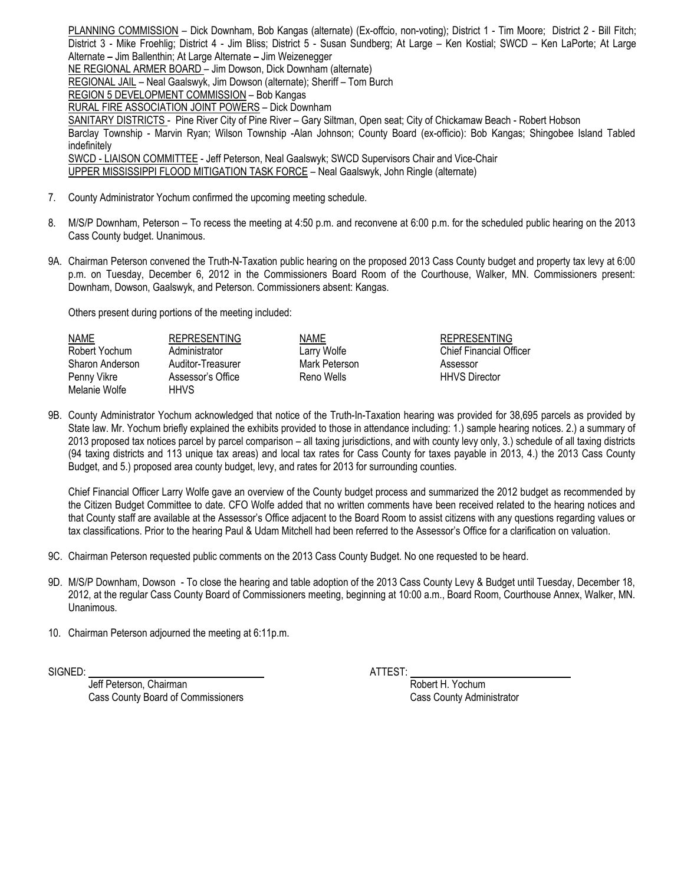PLANNING COMMISSION – Dick Downham, Bob Kangas (alternate) (Ex-offcio, non-voting); District 1 - Tim Moore; District 2 - Bill Fitch; District 3 - Mike Froehlig; District 4 - Jim Bliss; District 5 - Susan Sundberg; At Large – Ken Kostial; SWCD – Ken LaPorte; At Large Alternate – Jim Ballenthin; At Large Alternate – Jim Weizenegger
NE REGIONAL ARMER BOARD – Jim Dowson, Dick Downham (alternate)
REGIONAL JAIL – Neal Gaalswyk, Jim Dowson (alternate); Sheriff – Tom Burch
REGION 5 DEVELOPMENT COMMISSION – Bob Kangas
RURAL FIRE ASSOCIATION JOINT POWERS – Dick Downham
SANITARY DISTRICTS - Pine River City of Pine River – Gary Siltman, Open seat; City of Chickamaw Beach - Robert Hobson
Barclay Township - Marvin Ryan; Wilson Township -Alan Johnson; County Board (ex-officio): Bob Kangas; Shingobee Island Tabled indefinitely
SWCD - LIAISON COMMITTEE - Jeff Peterson, Neal Gaalswyk; SWCD Supervisors Chair and Vice-Chair
UPPER MISSISSIPPI FLOOD MITIGATION TASK FORCE – Neal Gaalswyk, John Ringle (alternate)

7. County Administrator Yochum confirmed the upcoming meeting schedule.

8. M/S/P Downham, Peterson – To recess the meeting at 4:50 p.m. and reconvene at 6:00 p.m. for the scheduled public hearing on the 2013 Cass County budget. Unanimous.

9A. Chairman Peterson convened the Truth-N-Taxation public hearing on the proposed 2013 Cass County budget and property tax levy at 6:00 p.m. on Tuesday, December 6, 2012 in the Commissioners Board Room of the Courthouse, Walker, MN. Commissioners present: Downham, Dowson, Gaalswyk, and Peterson. Commissioners absent: Kangas.

Others present during portions of the meeting included:

| NAME | REPRESENTING | NAME | REPRESENTING |
|---|---|---|---|
| Robert Yochum | Administrator | Larry Wolfe | Chief Financial Officer |
| Sharon Anderson | Auditor-Treasurer | Mark Peterson | Assessor |
| Penny Vikre | Assessor's Office | Reno Wells | HHVS Director |
| Melanie Wolfe | HHVS | | |

9B. County Administrator Yochum acknowledged that notice of the Truth-In-Taxation hearing was provided for 38,695 parcels as provided by State law. Mr. Yochum briefly explained the exhibits provided to those in attendance including: 1.) sample hearing notices. 2.) a summary of 2013 proposed tax notices parcel by parcel comparison – all taxing jurisdictions, and with county levy only, 3.) schedule of all taxing districts (94 taxing districts and 113 unique tax areas) and local tax rates for Cass County for taxes payable in 2013, 4.) the 2013 Cass County Budget, and 5.) proposed area county budget, levy, and rates for 2013 for surrounding counties.

Chief Financial Officer Larry Wolfe gave an overview of the County budget process and summarized the 2012 budget as recommended by the Citizen Budget Committee to date. CFO Wolfe added that no written comments have been received related to the hearing notices and that County staff are available at the Assessor's Office adjacent to the Board Room to assist citizens with any questions regarding values or tax classifications. Prior to the hearing Paul & Udam Mitchell had been referred to the Assessor's Office for a clarification on valuation.

9C. Chairman Peterson requested public comments on the 2013 Cass County Budget. No one requested to be heard.

9D. M/S/P Downham, Dowson - To close the hearing and table adoption of the 2013 Cass County Levy & Budget until Tuesday, December 18, 2012, at the regular Cass County Board of Commissioners meeting, beginning at 10:00 a.m., Board Room, Courthouse Annex, Walker, MN. Unanimous.

10. Chairman Peterson adjourned the meeting at 6:11p.m.

SIGNED: ______________________________

Jeff Peterson, Chairman
Cass County Board of Commissioners

ATTEST: ______________________________

Robert H. Yochum
Cass County Administrator